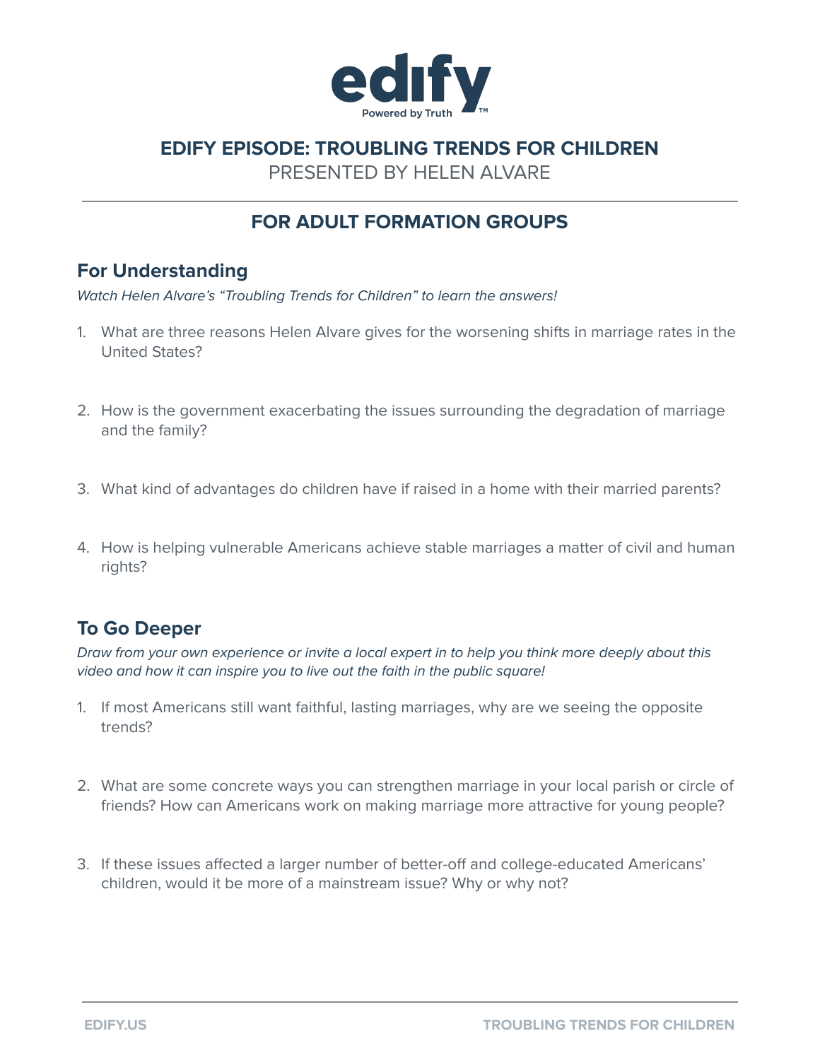edify
Powered by Truth™

# EDIFY EPISODE: TROUBLING TRENDS FOR CHILDREN

PRESENTED BY HELEN ALVARE

## FOR ADULT FORMATION GROUPS

### For Understanding

*Watch Helen Alvare's "Troubling Trends for Children" to learn the answers!*

1. What are three reasons Helen Alvare gives for the worsening shifts in marriage rates in the United States?

2. How is the government exacerbating the issues surrounding the degradation of marriage and the family?

3. What kind of advantages do children have if raised in a home with their married parents?

4. How is helping vulnerable Americans achieve stable marriages a matter of civil and human rights?

### To Go Deeper

*Draw from your own experience or invite a local expert in to help you think more deeply about this video and how it can inspire you to live out the faith in the public square!*

1. If most Americans still want faithful, lasting marriages, why are we seeing the opposite trends?

2. What are some concrete ways you can strengthen marriage in your local parish or circle of friends? How can Americans work on making marriage more attractive for young people?

3. If these issues affected a larger number of better-off and college-educated Americans' children, would it be more of a mainstream issue? Why or why not?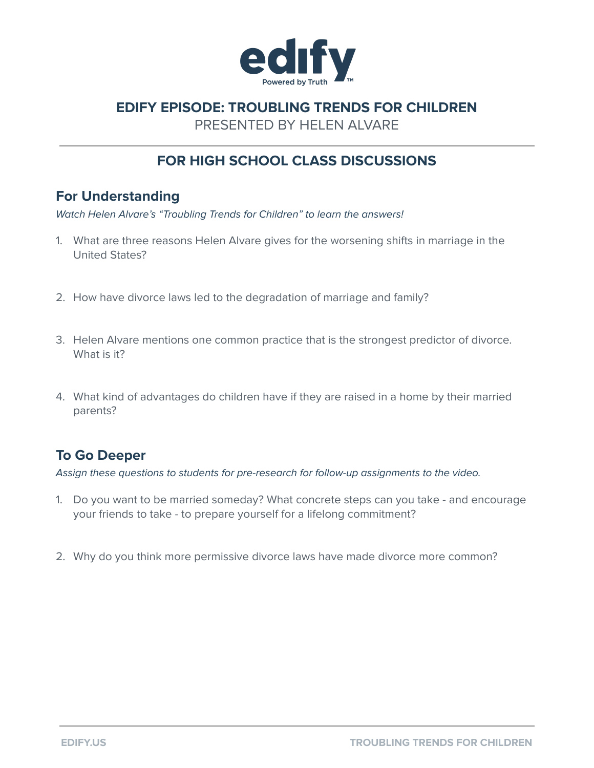edify

Powered by Truth

# EDIFY EPISODE: TROUBLING TRENDS FOR CHILDREN

PRESENTED BY HELEN ALVARE

---

## FOR HIGH SCHOOL CLASS DISCUSSIONS

### For Understanding

*Watch Helen Alvare's "Troubling Trends for Children" to learn the answers!*

1. What are three reasons Helen Alvare gives for the worsening shifts in marriage in the United States?

2. How have divorce laws led to the degradation of marriage and family?

3. Helen Alvare mentions one common practice that is the strongest predictor of divorce. What is it?

4. What kind of advantages do children have if they are raised in a home by their married parents?

### To Go Deeper

*Assign these questions to students for pre-research for follow-up assignments to the video.*

1. Do you want to be married someday? What concrete steps can you take - and encourage your friends to take - to prepare yourself for a lifelong commitment?

2. Why do you think more permissive divorce laws have made divorce more common?